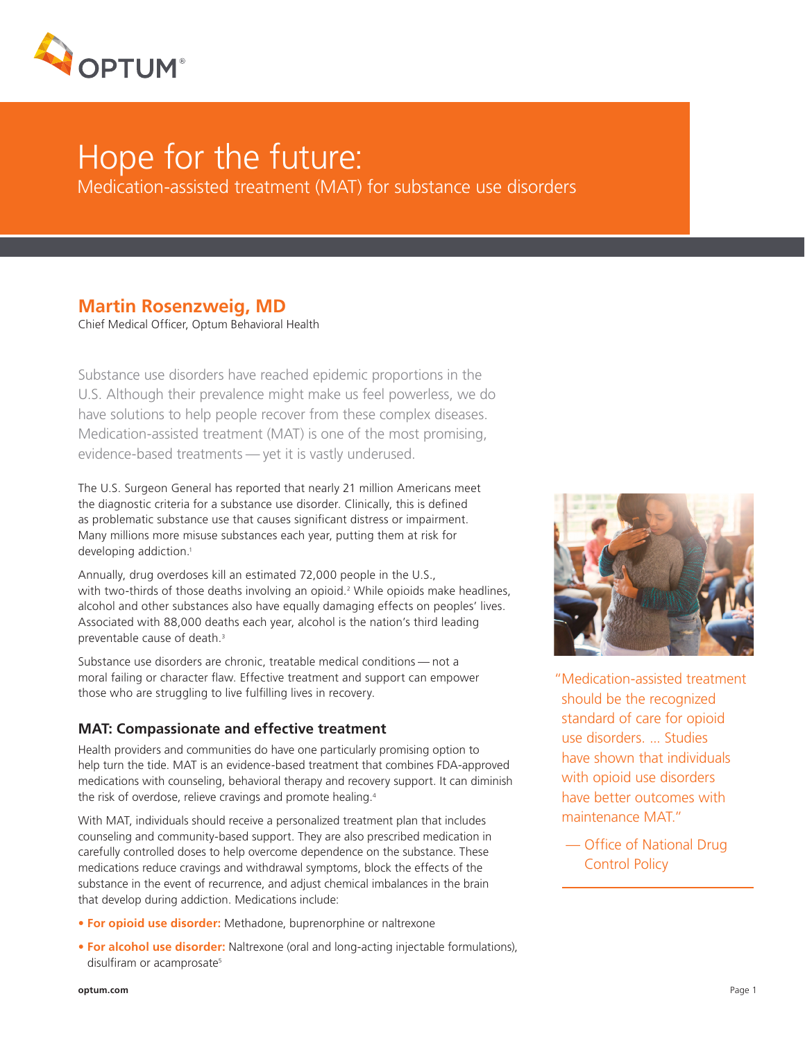# Hope for the future:

## Medication-assisted treatment (MAT) for substance use disorders

**Martin Rosenzweig, MD**
Chief Medical Officer, Optum Behavioral Health

Substance use disorders have reached epidemic proportions in the U.S. Although their prevalence might make us feel powerless, we do have solutions to help people recover from these complex diseases. Medication-assisted treatment (MAT) is one of the most promising, evidence-based treatments — yet it is vastly underused.

The U.S. Surgeon General has reported that nearly 21 million Americans meet the diagnostic criteria for a substance use disorder. Clinically, this is defined as problematic substance use that causes significant distress or impairment. Many millions more misuse substances each year, putting them at risk for developing addiction.[1]

Annually, drug overdoses kill an estimated 72,000 people in the U.S., with two-thirds of those deaths involving an opioid.[2] While opioids make headlines, alcohol and other substances also have equally damaging effects on peoples' lives. Associated with 88,000 deaths each year, alcohol is the nation's third leading preventable cause of death.[3]

Substance use disorders are chronic, treatable medical conditions — not a moral failing or character flaw. Effective treatment and support can empower those who are struggling to live fulfilling lives in recovery.

### MAT: Compassionate and effective treatment

Health providers and communities do have one particularly promising option to help turn the tide. MAT is an evidence-based treatment that combines FDA-approved medications with counseling, behavioral therapy and recovery support. It can diminish the risk of overdose, relieve cravings and promote healing.[4]

With MAT, individuals should receive a personalized treatment plan that includes counseling and community-based support. They are also prescribed medication in carefully controlled doses to help overcome dependence on the substance. These medications reduce cravings and withdrawal symptoms, block the effects of the substance in the event of recurrence, and adjust chemical imbalances in the brain that develop during addiction. Medications include:

- **For opioid use disorder:** Methadone, buprenorphine or naltrexone
- **For alcohol use disorder:** Naltrexone (oral and long-acting injectable formulations), disulfiram or acamprosate[5]

> "Medication-assisted treatment should be the recognized standard of care for opioid use disorders. ... Studies have shown that individuals with opioid use disorders have better outcomes with maintenance MAT."
>
> — Office of National Drug Control Policy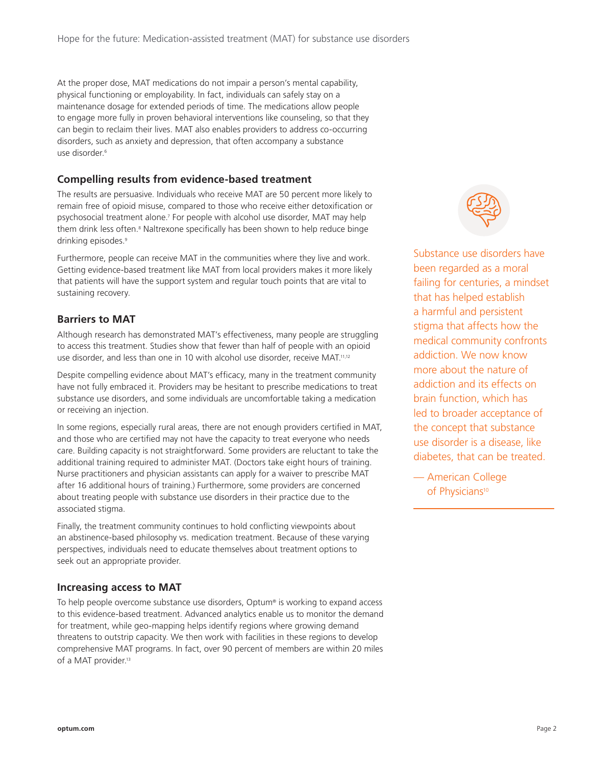At the proper dose, MAT medications do not impair a person's mental capability, physical functioning or employability. In fact, individuals can safely stay on a maintenance dosage for extended periods of time. The medications allow people to engage more fully in proven behavioral interventions like counseling, so that they can begin to reclaim their lives. MAT also enables providers to address co-occurring disorders, such as anxiety and depression, that often accompany a substance use disorder.[6]

### Compelling results from evidence-based treatment

The results are persuasive. Individuals who receive MAT are 50 percent more likely to remain free of opioid misuse, compared to those who receive either detoxification or psychosocial treatment alone.[7] For people with alcohol use disorder, MAT may help them drink less often.[8] Naltrexone specifically has been shown to help reduce binge drinking episodes.[9]

Furthermore, people can receive MAT in the communities where they live and work. Getting evidence-based treatment like MAT from local providers makes it more likely that patients will have the support system and regular touch points that are vital to sustaining recovery.

### Barriers to MAT

Although research has demonstrated MAT's effectiveness, many people are struggling to access this treatment. Studies show that fewer than half of people with an opioid use disorder, and less than one in 10 with alcohol use disorder, receive MAT.[11,12]

Despite compelling evidence about MAT's efficacy, many in the treatment community have not fully embraced it. Providers may be hesitant to prescribe medications to treat substance use disorders, and some individuals are uncomfortable taking a medication or receiving an injection.

In some regions, especially rural areas, there are not enough providers certified in MAT, and those who are certified may not have the capacity to treat everyone who needs care. Building capacity is not straightforward. Some providers are reluctant to take the additional training required to administer MAT. (Doctors take eight hours of training. Nurse practitioners and physician assistants can apply for a waiver to prescribe MAT after 16 additional hours of training.) Furthermore, some providers are concerned about treating people with substance use disorders in their practice due to the associated stigma.

Finally, the treatment community continues to hold conflicting viewpoints about an abstinence-based philosophy vs. medication treatment. Because of these varying perspectives, individuals need to educate themselves about treatment options to seek out an appropriate provider.

### Increasing access to MAT

To help people overcome substance use disorders, Optum® is working to expand access to this evidence-based treatment. Advanced analytics enable us to monitor the demand for treatment, while geo-mapping helps identify regions where growing demand threatens to outstrip capacity. We then work with facilities in these regions to develop comprehensive MAT programs. In fact, over 90 percent of members are within 20 miles of a MAT provider.[13]

> Substance use disorders have been regarded as a moral failing for centuries, a mindset that has helped establish a harmful and persistent stigma that affects how the medical community confronts addiction. We now know more about the nature of addiction and its effects on brain function, which has led to broader acceptance of the concept that substance use disorder is a disease, like diabetes, that can be treated.
>
> — American College of Physicians[10]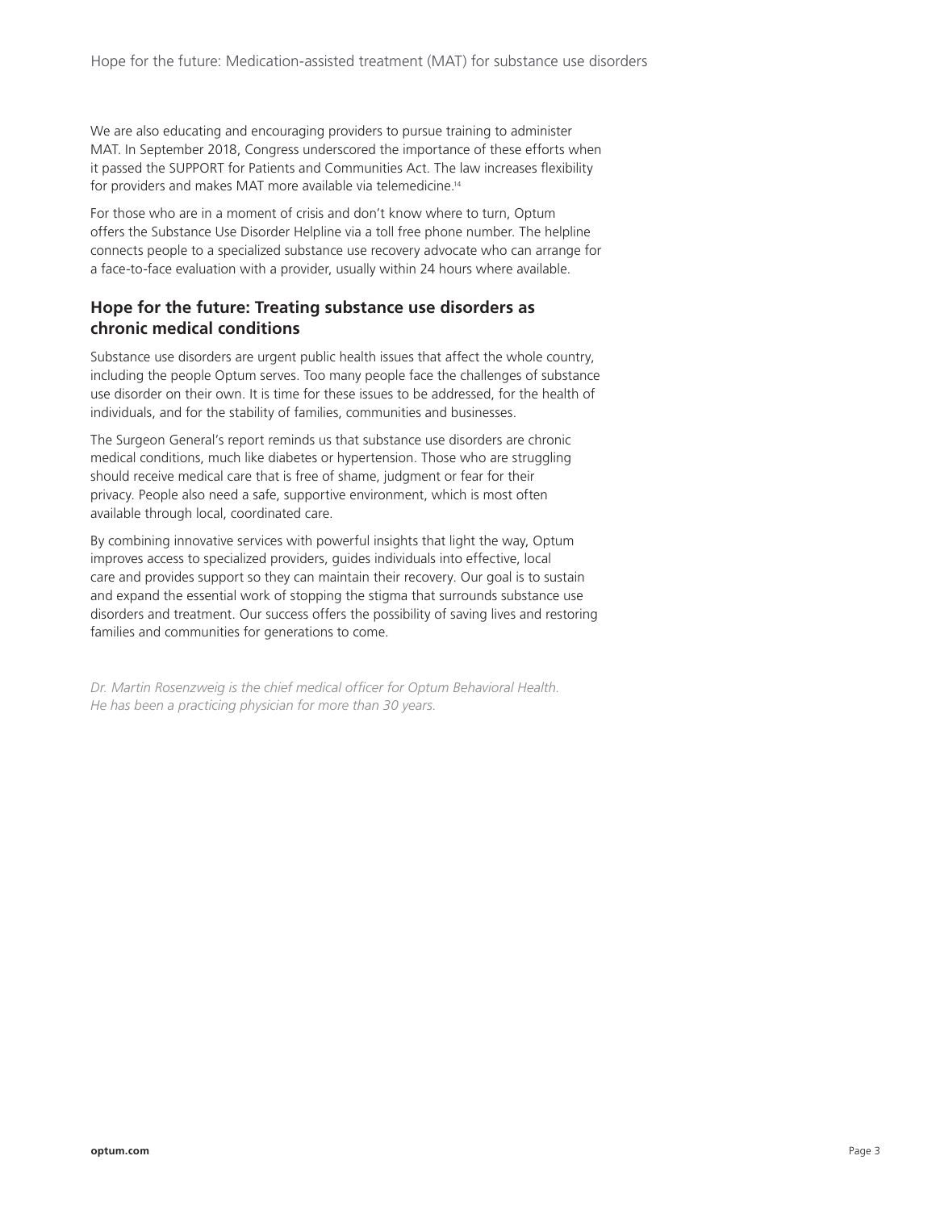We are also educating and encouraging providers to pursue training to administer MAT. In September 2018, Congress underscored the importance of these efforts when it passed the SUPPORT for Patients and Communities Act. The law increases flexibility for providers and makes MAT more available via telemedicine.[14]

For those who are in a moment of crisis and don't know where to turn, Optum offers the Substance Use Disorder Helpline via a toll free phone number. The helpline connects people to a specialized substance use recovery advocate who can arrange for a face-to-face evaluation with a provider, usually within 24 hours where available.

## Hope for the future: Treating substance use disorders as chronic medical conditions

Substance use disorders are urgent public health issues that affect the whole country, including the people Optum serves. Too many people face the challenges of substance use disorder on their own. It is time for these issues to be addressed, for the health of individuals, and for the stability of families, communities and businesses.

The Surgeon General's report reminds us that substance use disorders are chronic medical conditions, much like diabetes or hypertension. Those who are struggling should receive medical care that is free of shame, judgment or fear for their privacy. People also need a safe, supportive environment, which is most often available through local, coordinated care.

By combining innovative services with powerful insights that light the way, Optum improves access to specialized providers, guides individuals into effective, local care and provides support so they can maintain their recovery. Our goal is to sustain and expand the essential work of stopping the stigma that surrounds substance use disorders and treatment. Our success offers the possibility of saving lives and restoring families and communities for generations to come.

*Dr. Martin Rosenzweig is the chief medical officer for Optum Behavioral Health. He has been a practicing physician for more than 30 years.*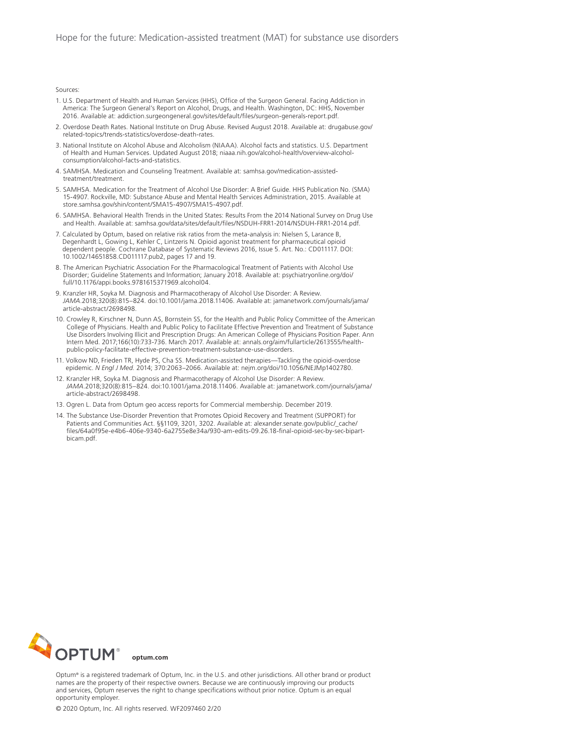Sources:

1. U.S. Department of Health and Human Services (HHS), Office of the Surgeon General. Facing Addiction in America: The Surgeon General's Report on Alcohol, Drugs, and Health. Washington, DC: HHS, November 2016. Available at: addiction.surgeongeneral.gov/sites/default/files/surgeon-generals-report.pdf.
2. Overdose Death Rates. National Institute on Drug Abuse. Revised August 2018. Available at: drugabuse.gov/related-topics/trends-statistics/overdose-death-rates.
3. National Institute on Alcohol Abuse and Alcoholism (NIAAA). Alcohol facts and statistics. U.S. Department of Health and Human Services. Updated August 2018; niaaa.nih.gov/alcohol-health/overview-alcohol-consumption/alcohol-facts-and-statistics.
4. SAMHSA. Medication and Counseling Treatment. Available at: samhsa.gov/medication-assisted-treatment/treatment.
5. SAMHSA. Medication for the Treatment of Alcohol Use Disorder: A Brief Guide. HHS Publication No. (SMA) 15-4907. Rockville, MD: Substance Abuse and Mental Health Services Administration, 2015. Available at store.samhsa.gov/shin/content/SMA15-4907/SMA15-4907.pdf.
6. SAMHSA. Behavioral Health Trends in the United States: Results From the 2014 National Survey on Drug Use and Health. Available at: samhsa.gov/data/sites/default/files/NSDUH-FRR1-2014/NSDUH-FRR1-2014.pdf.
7. Calculated by Optum, based on relative risk ratios from the meta-analysis in: Nielsen S, Larance B, Degenhardt L, Gowing L, Kehler C, Lintzeris N. Opioid agonist treatment for pharmaceutical opioid dependent people. Cochrane Database of Systematic Reviews 2016, Issue 5. Art. No.: CD011117. DOI: 10.1002/14651858.CD011117.pub2, pages 17 and 19.
8. The American Psychiatric Association For the Pharmacological Treatment of Patients with Alcohol Use Disorder; Guideline Statements and Information; January 2018. Available at: psychiatryonline.org/doi/full/10.1176/appi.books.9781615371969.alcohol04.
9. Kranzler HR, Soyka M. Diagnosis and Pharmacotherapy of Alcohol Use Disorder: A Review. *JAMA*.2018;320(8):815–824. doi:10.1001/jama.2018.11406. Available at: jamanetwork.com/journals/jama/article-abstract/2698498.
10. Crowley R, Kirschner N, Dunn AS, Bornstein SS, for the Health and Public Policy Committee of the American College of Physicians. Health and Public Policy to Facilitate Effective Prevention and Treatment of Substance Use Disorders Involving Illicit and Prescription Drugs: An American College of Physicians Position Paper. Ann Intern Med. 2017;166(10):733-736. March 2017. Available at: annals.org/aim/fullarticle/2613555/health-public-policy-facilitate-effective-prevention-treatment-substance-use-disorders.
11. Volkow ND, Frieden TR, Hyde PS, Cha SS. Medication-assisted therapies—Tackling the opioid-overdose epidemic. *N Engl J Med.* 2014; 370:2063–2066. Available at: nejm.org/doi/10.1056/NEJMp1402780.
12. Kranzler HR, Soyka M. Diagnosis and Pharmacotherapy of Alcohol Use Disorder: A Review. *JAMA*.2018;320(8):815–824. doi:10.1001/jama.2018.11406. Available at: jamanetwork.com/journals/jama/article-abstract/2698498.
13. Ogren L. Data from Optum geo access reports for Commercial membership. December 2019.
14. The Substance Use-Disorder Prevention that Promotes Opioid Recovery and Treatment (SUPPORT) for Patients and Communities Act. §§1109, 3201, 3202. Available at: alexander.senate.gov/public/_cache/files/64a0f95e-e4b6-406e-9340-6a2755e8e34a/930-am-edits-09.26.18-final-opioid-sec-by-sec-bipart-bicam.pdf.

OPTUM® **optum.com**

Optum® is a registered trademark of Optum, Inc. in the U.S. and other jurisdictions. All other brand or product names are the property of their respective owners. Because we are continuously improving our products and services, Optum reserves the right to change specifications without prior notice. Optum is an equal opportunity employer.

© 2020 Optum, Inc. All rights reserved. WF2097460 2/20